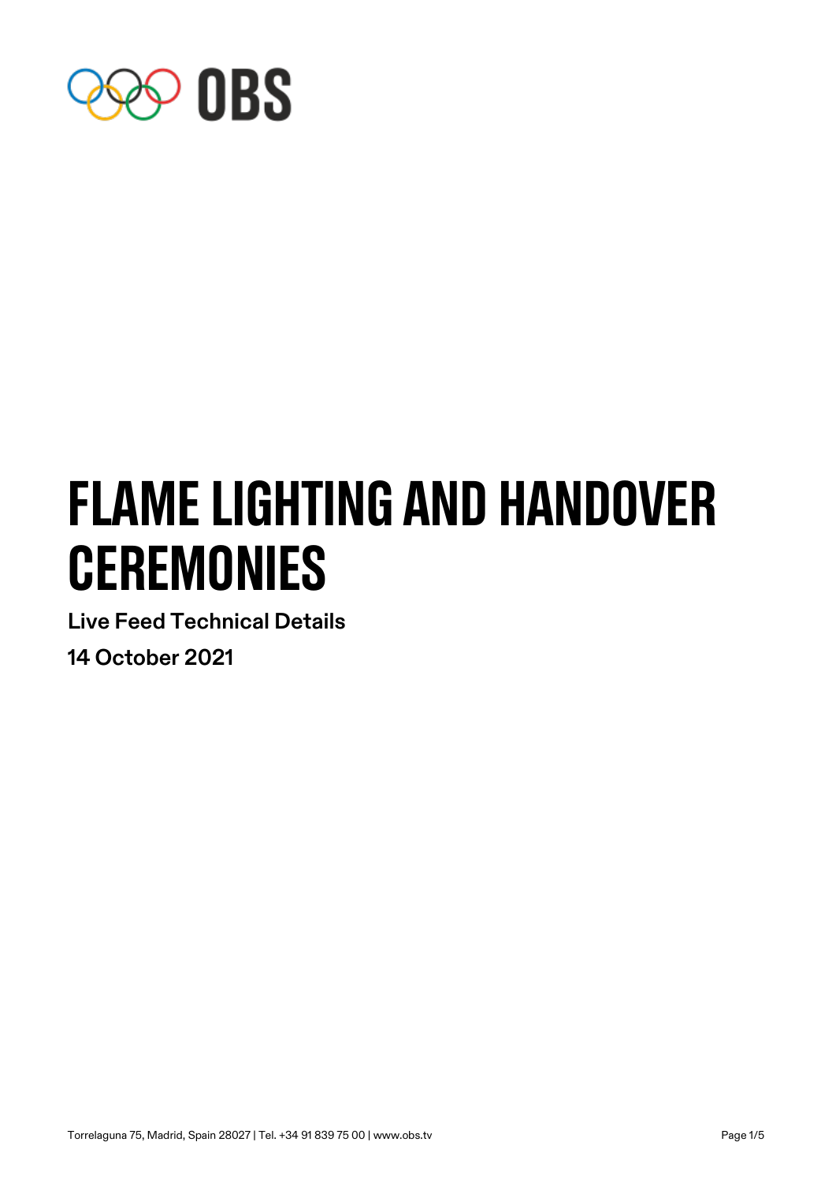OBS

# FLAME LIGHTING AND HANDOVER CEREMONIES

**Live Feed Technical Details**

**14 October 2021**

Torrelaguna 75, Madrid, Spain 28027 | Tel. +34 91 839 75 00 | www.obs.tv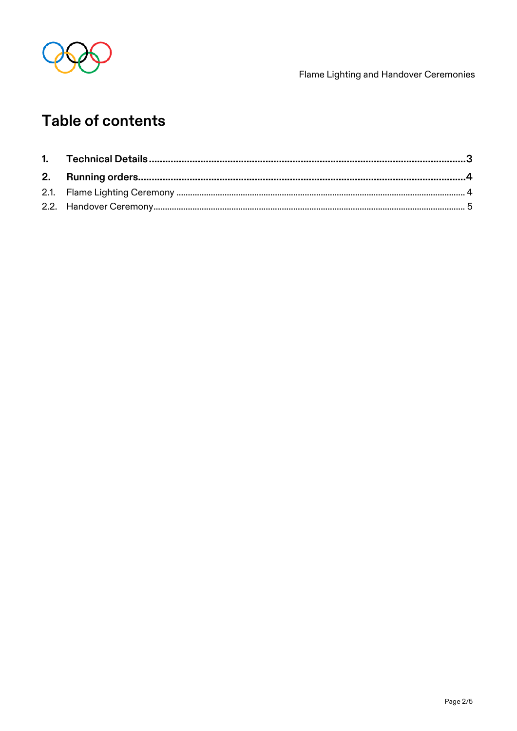# Table of contents

1. **Technical Details** ............................................ **3**
2. **Running orders** ............................................ **4**

2.1. Flame Lighting Ceremony ............................................ 4

2.2. Handover Ceremony ............................................ 5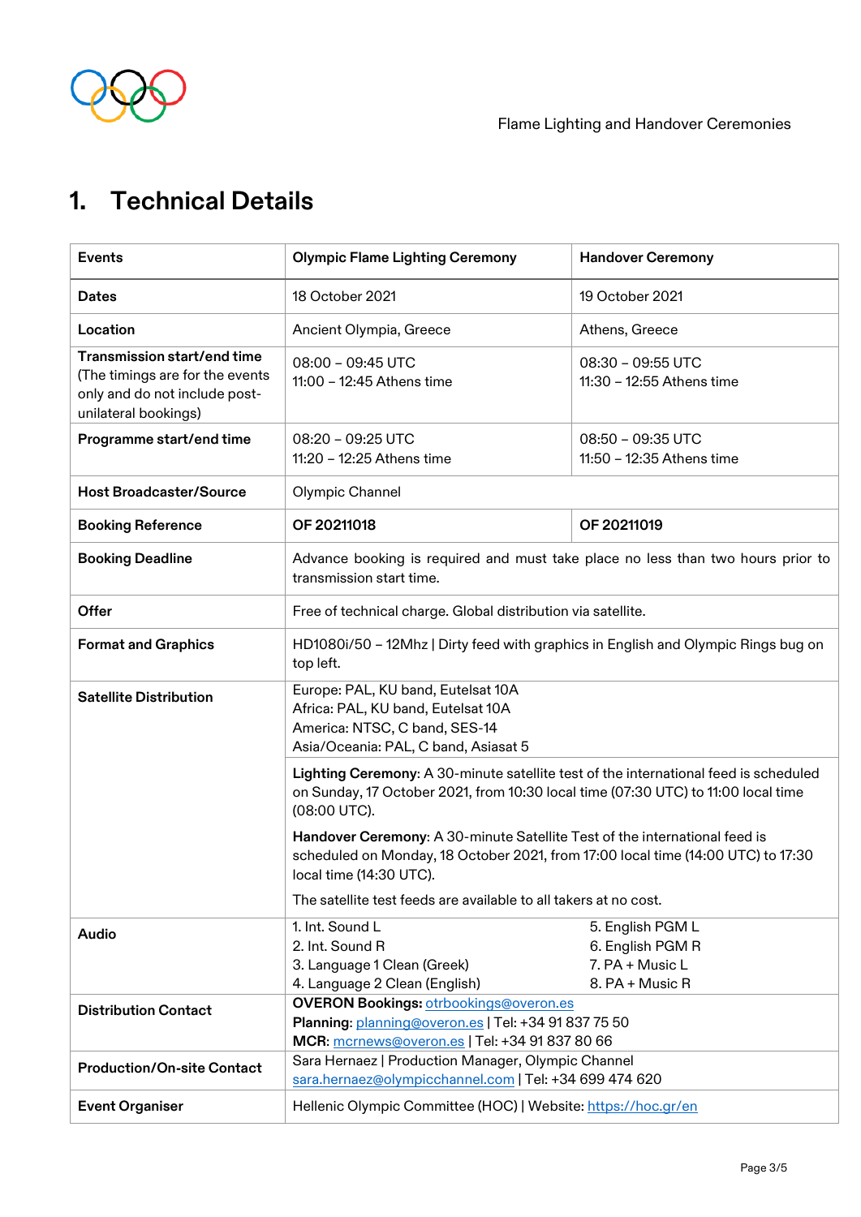# 1. Technical Details

| Events | Olympic Flame Lighting Ceremony | Handover Ceremony |
|---|---|---|
| Dates | 18 October 2021 | 19 October 2021 |
| Location | Ancient Olympia, Greece | Athens, Greece |
| Transmission start/end time (The timings are for the events only and do not include post-unilateral bookings) | 08:00 – 09:45 UTC<br>11:00 – 12:45 Athens time | 08:30 – 09:55 UTC<br>11:30 – 12:55 Athens time |
| Programme start/end time | 08:20 – 09:25 UTC<br>11:20 – 12:25 Athens time | 08:50 – 09:35 UTC<br>11:50 – 12:35 Athens time |
| Host Broadcaster/Source | Olympic Channel | |
| Booking Reference | **OF 20211018** | **OF 20211019** |
| Booking Deadline | Advance booking is required and must take place no less than two hours prior to transmission start time. | |
| Offer | Free of technical charge. Global distribution via satellite. | |
| Format and Graphics | HD1080i/50 – 12Mhz \| Dirty feed with graphics in English and Olympic Rings bug on top left. | |
| Satellite Distribution | Europe: PAL, KU band, Eutelsat 10A<br>Africa: PAL, KU band, Eutelsat 10A<br>America: NTSC, C band, SES-14<br>Asia/Oceania: PAL, C band, Asiasat 5<br><br>**Lighting Ceremony**: A 30-minute satellite test of the international feed is scheduled on Sunday, 17 October 2021, from 10:30 local time (07:30 UTC) to 11:00 local time (08:00 UTC).<br><br>**Handover Ceremony**: A 30-minute Satellite Test of the international feed is scheduled on Monday, 18 October 2021, from 17:00 local time (14:00 UTC) to 17:30 local time (14:30 UTC).<br><br>The satellite test feeds are available to all takers at no cost. | |
| Audio | 1. Int. Sound L<br>2. Int. Sound R<br>3. Language 1 Clean (Greek)<br>4. Language 2 Clean (English) | 5. English PGM L<br>6. English PGM R<br>7. PA + Music L<br>8. PA + Music R |
| Distribution Contact | **OVERON Bookings:** otrbookings@overon.es<br>**Planning**: planning@overon.es \| Tel: +34 91 837 75 50<br>**MCR:** mcrnews@overon.es \| Tel: +34 91 837 80 66 | |
| Production/On-site Contact | Sara Hernaez \| Production Manager, Olympic Channel<br>sara.hernaez@olympicchannel.com \| Tel: +34 699 474 620 | |
| Event Organiser | Hellenic Olympic Committee (HOC) \| Website: https://hoc.gr/en | |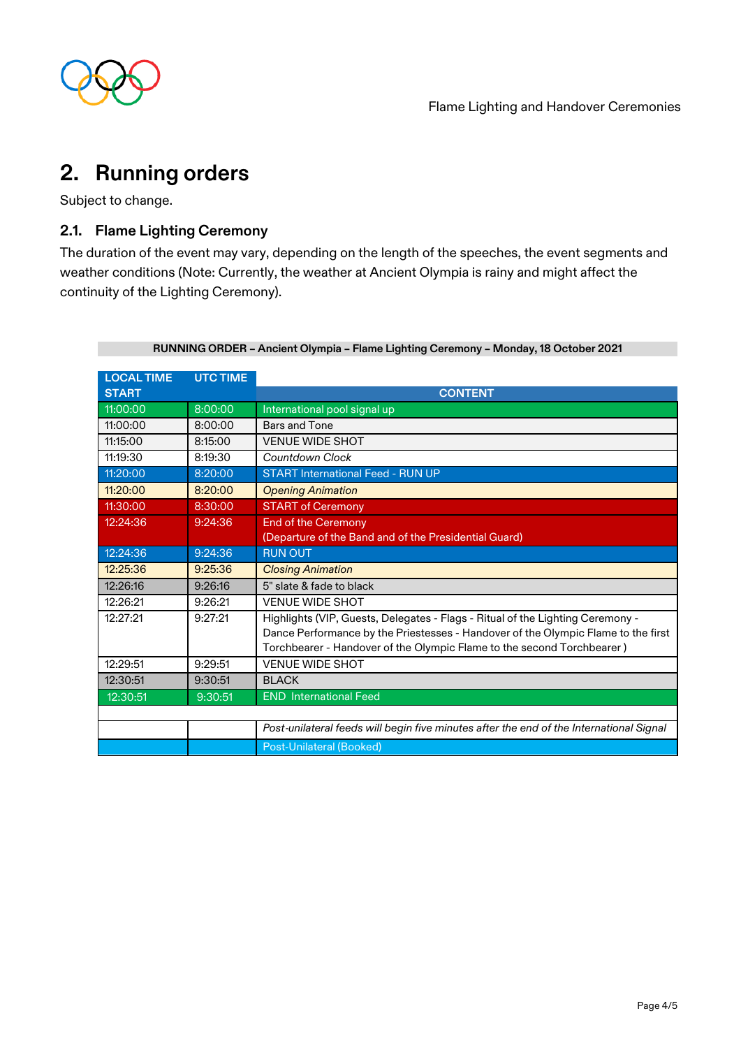## 2. Running orders

Subject to change.

### 2.1. Flame Lighting Ceremony

The duration of the event may vary, depending on the length of the speeches, the event segments and weather conditions (Note: Currently, the weather at Ancient Olympia is rainy and might affect the continuity of the Lighting Ceremony).

**RUNNING ORDER – Ancient Olympia – Flame Lighting Ceremony – Monday, 18 October 2021**

| LOCAL TIME START | UTC TIME | CONTENT |
|---|---|---|
| 11:00:00 | 8:00:00 | International pool signal up |
| 11:00:00 | 8:00:00 | Bars and Tone |
| 11:15:00 | 8:15:00 | VENUE WIDE SHOT |
| 11:19:30 | 8:19:30 | *Countdown Clock* |
| 11:20:00 | 8:20:00 | START International Feed - RUN UP |
| 11:20:00 | 8:20:00 | *Opening Animation* |
| 11:30:00 | 8:30:00 | START of Ceremony |
| 12:24:36 | 9:24:36 | End of the Ceremony (Departure of the Band and of the Presidential Guard) |
| 12:24:36 | 9:24:36 | RUN OUT |
| 12:25:36 | 9:25:36 | *Closing Animation* |
| 12:26:16 | 9:26:16 | 5" slate & fade to black |
| 12:26:21 | 9:26:21 | VENUE WIDE SHOT |
| 12:27:21 | 9:27:21 | Highlights (VIP, Guests, Delegates - Flags - Ritual of the Lighting Ceremony - Dance Performance by the Priestesses - Handover of the Olympic Flame to the first Torchbearer - Handover of the Olympic Flame to the second Torchbearer ) |
| 12:29:51 | 9:29:51 | VENUE WIDE SHOT |
| 12:30:51 | 9:30:51 | BLACK |
| 12:30:51 | 9:30:51 | END International Feed |
| | | |
| | | *Post-unilateral feeds will begin five minutes after the end of the International Signal* |
| | | Post-Unilateral (Booked) |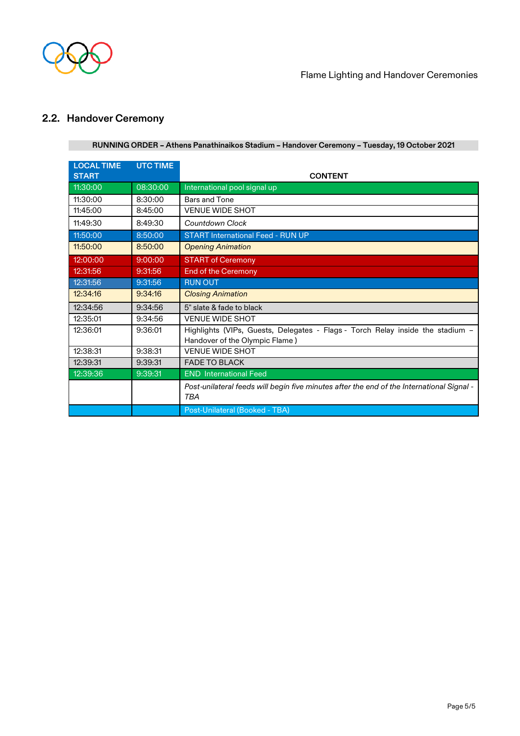## 2.2. Handover Ceremony

| RUNNING ORDER – Athens Panathinaikos Stadium – Handover Ceremony – Tuesday, 19 October 2021 | | |
|---|---|---|
| **LOCAL TIME START** | **UTC TIME** | **CONTENT** |
| 11:30:00 | 08:30:00 | International pool signal up |
| 11:30:00 | 8:30:00 | Bars and Tone |
| 11:45:00 | 8:45:00 | VENUE WIDE SHOT |
| 11:49:30 | 8:49:30 | *Countdown Clock* |
| 11:50:00 | 8:50:00 | START International Feed - RUN UP |
| 11:50:00 | 8:50:00 | *Opening Animation* |
| 12:00:00 | 9:00:00 | START of Ceremony |
| 12:31:56 | 9:31:56 | End of the Ceremony |
| 12:31:56 | 9:31:56 | RUN OUT |
| 12:34:16 | 9:34:16 | *Closing Animation* |
| 12:34:56 | 9:34:56 | 5" slate & fade to black |
| 12:35:01 | 9:34:56 | VENUE WIDE SHOT |
| 12:36:01 | 9:36:01 | Highlights (VIPs, Guests, Delegates - Flags - Torch Relay inside the stadium – Handover of the Olympic Flame ) |
| 12:38:31 | 9:38:31 | VENUE WIDE SHOT |
| 12:39:31 | 9:39:31 | FADE TO BLACK |
| 12:39:36 | 9:39:31 | END International Feed |
| | | *Post-unilateral feeds will begin five minutes after the end of the International Signal - TBA* |
| | | Post-Unilateral (Booked - TBA) |